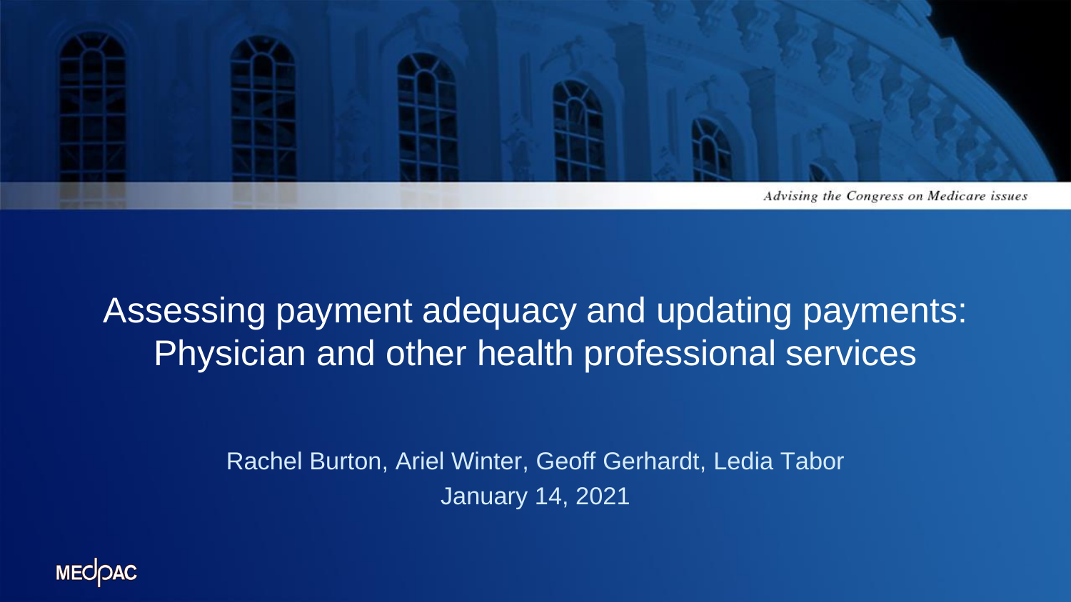*Advising the Congress on Medicare issues*

# Assessing payment adequacy and updating payments: Physician and other health professional services

Rachel Burton, Ariel Winter, Geoff Gerhardt, Ledia Tabor

January 14, 2021

MEDPAC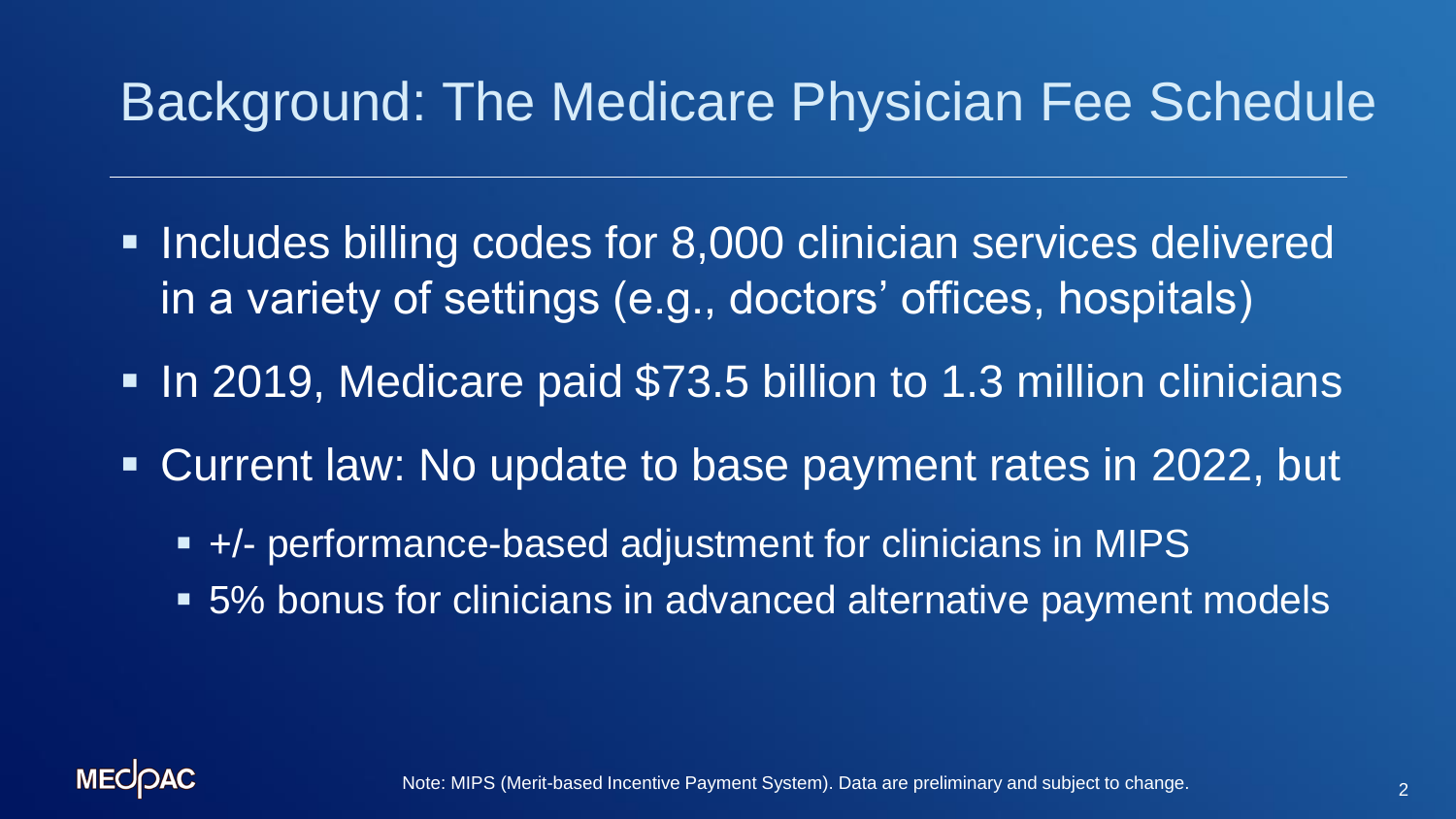# Background: The Medicare Physician Fee Schedule

- Includes billing codes for 8,000 clinician services delivered in a variety of settings (e.g., doctors' offices, hospitals)
- In 2019, Medicare paid $73.5 billion to 1.3 million clinicians
- Current law: No update to base payment rates in 2022, but
  - +/- performance-based adjustment for clinicians in MIPS
  - 5% bonus for clinicians in advanced alternative payment models

Note: MIPS (Merit-based Incentive Payment System). Data are preliminary and subject to change.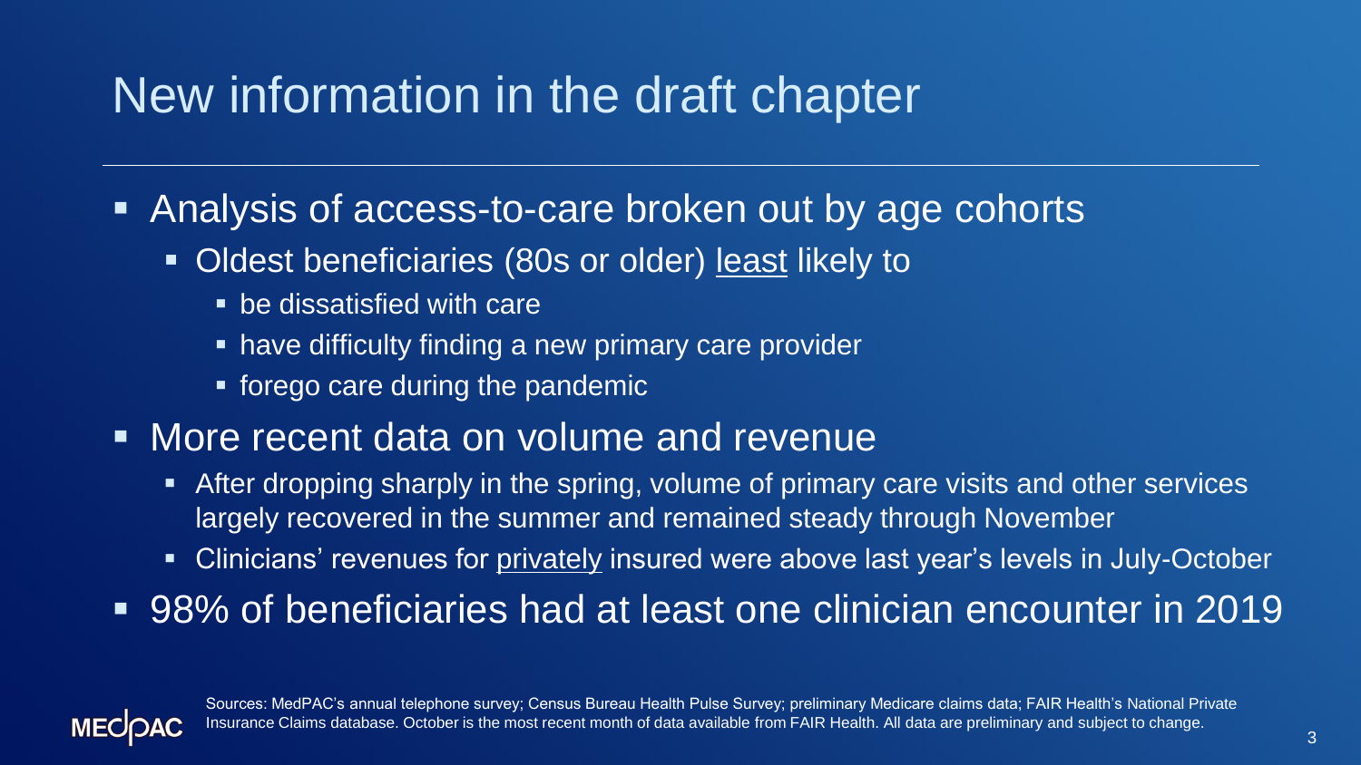# New information in the draft chapter

- Analysis of access-to-care broken out by age cohorts
  - Oldest beneficiaries (80s or older) <u>least</u> likely to
    - be dissatisfied with care
    - have difficulty finding a new primary care provider
    - forego care during the pandemic
- More recent data on volume and revenue
  - After dropping sharply in the spring, volume of primary care visits and other services largely recovered in the summer and remained steady through November
  - Clinicians' revenues for <u>privately</u> insured were above last year's levels in July-October
- 98% of beneficiaries had at least one clinician encounter in 2019

Sources: MedPAC's annual telephone survey; Census Bureau Health Pulse Survey; preliminary Medicare claims data; FAIR Health's National Private Insurance Claims database. October is the most recent month of data available from FAIR Health. All data are preliminary and subject to change.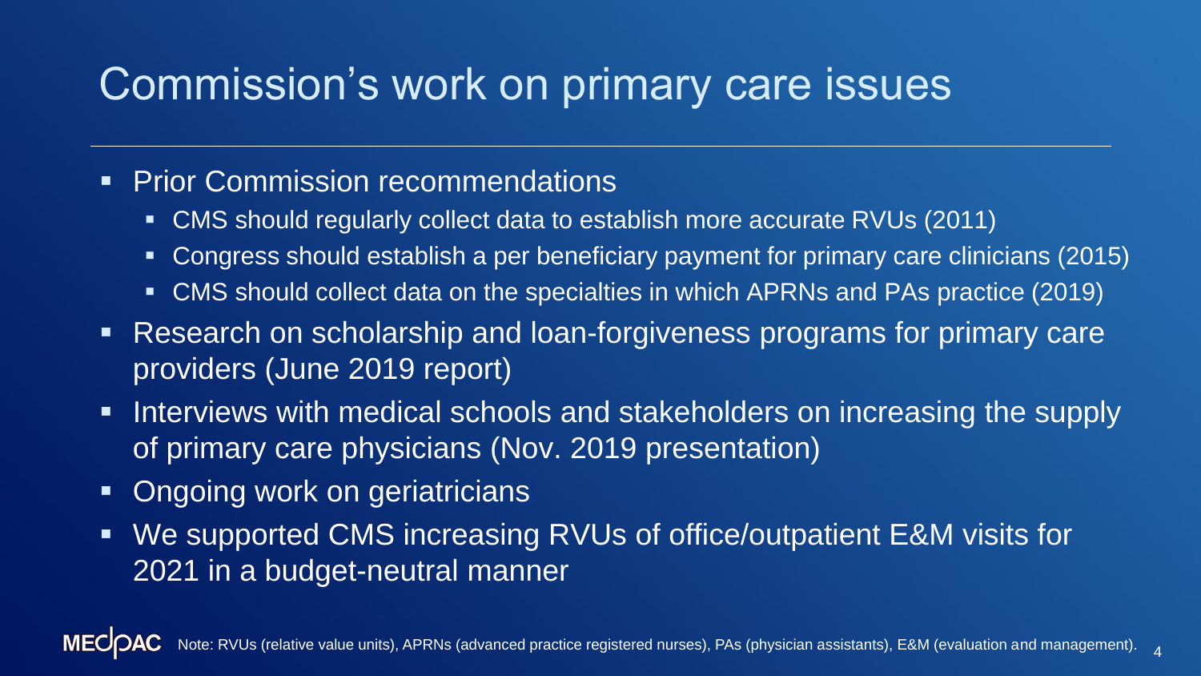# Commission's work on primary care issues

- Prior Commission recommendations
  - CMS should regularly collect data to establish more accurate RVUs (2011)
  - Congress should establish a per beneficiary payment for primary care clinicians (2015)
  - CMS should collect data on the specialties in which APRNs and PAs practice (2019)
- Research on scholarship and loan-forgiveness programs for primary care providers (June 2019 report)
- Interviews with medical schools and stakeholders on increasing the supply of primary care physicians (Nov. 2019 presentation)
- Ongoing work on geriatricians
- We supported CMS increasing RVUs of office/outpatient E&M visits for 2021 in a budget-neutral manner

Note: RVUs (relative value units), APRNs (advanced practice registered nurses), PAs (physician assistants), E&M (evaluation and management).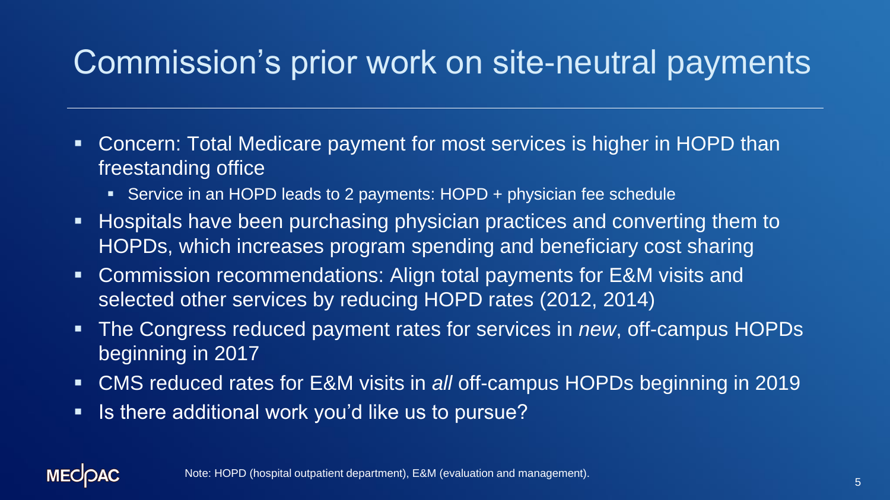# Commission's prior work on site-neutral payments

- Concern: Total Medicare payment for most services is higher in HOPD than freestanding office
  - Service in an HOPD leads to 2 payments: HOPD + physician fee schedule
- Hospitals have been purchasing physician practices and converting them to HOPDs, which increases program spending and beneficiary cost sharing
- Commission recommendations: Align total payments for E&M visits and selected other services by reducing HOPD rates (2012, 2014)
- The Congress reduced payment rates for services in *new*, off-campus HOPDs beginning in 2017
- CMS reduced rates for E&M visits in *all* off-campus HOPDs beginning in 2019
- Is there additional work you'd like us to pursue?

MEDPAC

Note: HOPD (hospital outpatient department), E&M (evaluation and management).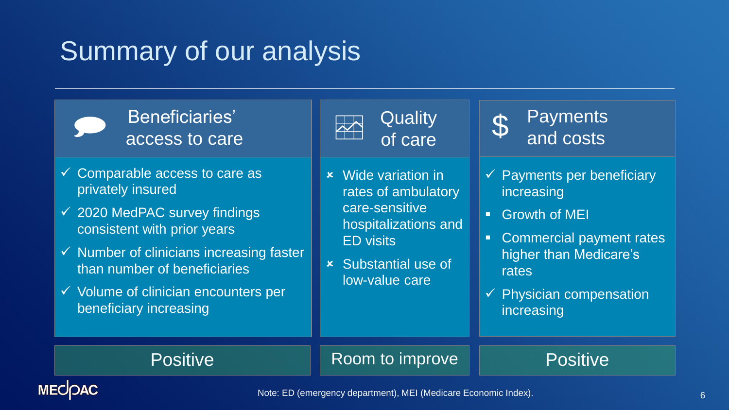# Summary of our analysis

## Beneficiaries' access to care

- ✓ Comparable access to care as privately insured
- ✓ 2020 MedPAC survey findings consistent with prior years
- ✓ Number of clinicians increasing faster than number of beneficiaries
- ✓ Volume of clinician encounters per beneficiary increasing

**Positive**

## Quality of care

- ✗ Wide variation in rates of ambulatory care-sensitive hospitalizations and ED visits
- ✗ Substantial use of low-value care

**Room to improve**

## Payments and costs

- ✓ Payments per beneficiary increasing
- ▪ Growth of MEI
- ▪ Commercial payment rates higher than Medicare's rates
- ✓ Physician compensation increasing

**Positive**

MEDPAC

Note: ED (emergency department), MEI (Medicare Economic Index).